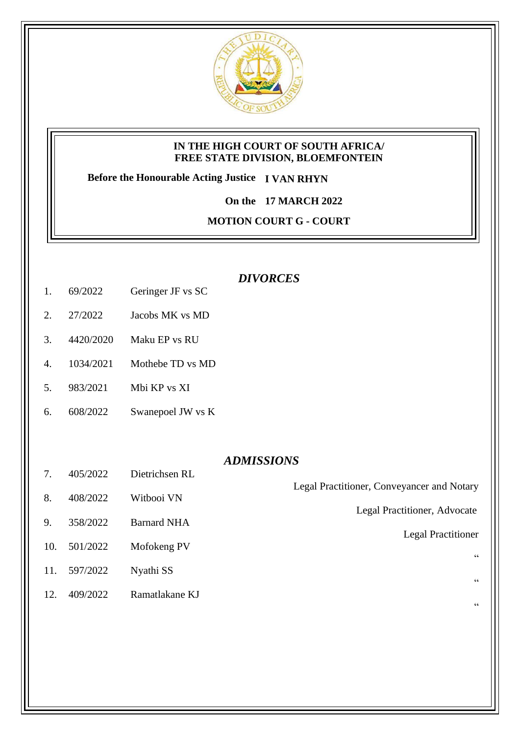**IN THE HIGH COURT OF SOUTH AFRICA/**
**FREE STATE DIVISION, BLOEMFONTEIN**

**Before the Honourable Acting Justice I VAN RHYN**

**On the 17 MARCH 2022**

**MOTION COURT G - COURT**

## *DIVORCES*

| | | |
|---|---|---|
| 1. | 69/2022 | Geringer JF vs SC |
| 2. | 27/2022 | Jacobs MK vs MD |
| 3. | 4420/2020 | Maku EP vs RU |
| 4. | 1034/2021 | Mothebe TD vs MD |
| 5. | 983/2021 | Mbi KP vs XI |
| 6. | 608/2022 | Swanepoel JW vs K |

## *ADMISSIONS*

| | | | |
|---|---|---|---|
| 7. | 405/2022 | Dietrichsen RL | Legal Practitioner, Conveyancer and Notary |
| 8. | 408/2022 | Witbooi VN | Legal Practitioner, Advocate |
| 9. | 358/2022 | Barnard NHA | Legal Practitioner |
| 10. | 501/2022 | Mofokeng PV | " |
| 11. | 597/2022 | Nyathi SS | " |
| 12. | 409/2022 | Ramatlakane KJ | " |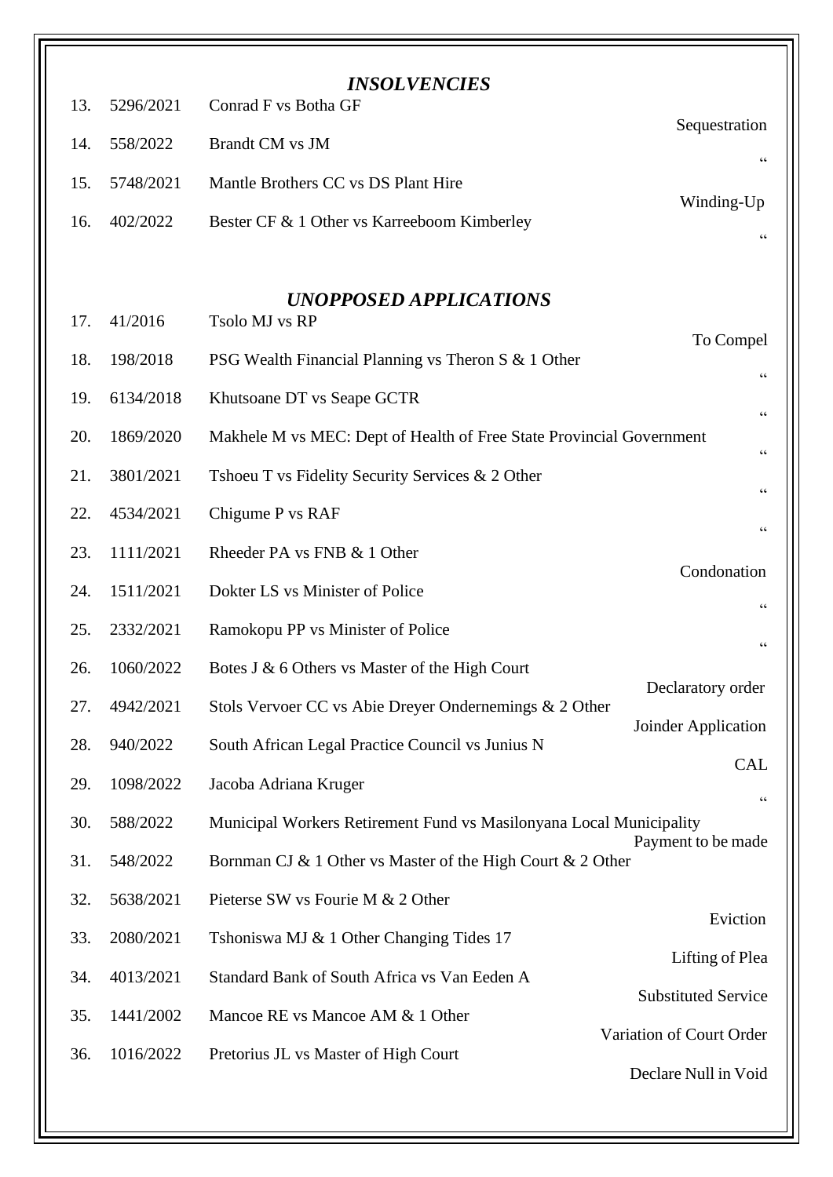## *INSOLVENCIES*

| No. | Case No. | Parties | Type |
|---|---|---|---|
| 13. | 5296/2021 | Conrad F vs Botha GF | Sequestration |
| 14. | 558/2022 | Brandt CM vs JM | “ |
| 15. | 5748/2021 | Mantle Brothers CC vs DS Plant Hire | Winding-Up |
| 16. | 402/2022 | Bester CF & 1 Other vs Karreeboom Kimberley | “ |

## *UNOPPOSED APPLICATIONS*

| No. | Case No. | Parties | Type |
|---|---|---|---|
| 17. | 41/2016 | Tsolo MJ vs RP | To Compel |
| 18. | 198/2018 | PSG Wealth Financial Planning vs Theron S & 1 Other | “ |
| 19. | 6134/2018 | Khutsoane DT vs Seape GCTR | “ |
| 20. | 1869/2020 | Makhele M vs MEC: Dept of Health of Free State Provincial Government | “ |
| 21. | 3801/2021 | Tshoeu T vs Fidelity Security Services & 2 Other | “ |
| 22. | 4534/2021 | Chigume P vs RAF | “ |
| 23. | 1111/2021 | Rheeder PA vs FNB & 1 Other | Condonation |
| 24. | 1511/2021 | Dokter LS vs Minister of Police | “ |
| 25. | 2332/2021 | Ramokopu PP vs Minister of Police | “ |
| 26. | 1060/2022 | Botes J & 6 Others vs Master of the High Court | Declaratory order |
| 27. | 4942/2021 | Stols Vervoer CC vs Abie Dreyer Ondernemings & 2 Other | Joinder Application |
| 28. | 940/2022 | South African Legal Practice Council vs Junius N | CAL |
| 29. | 1098/2022 | Jacoba Adriana Kruger | “ |
| 30. | 588/2022 | Municipal Workers Retirement Fund vs Masilonyana Local Municipality | Payment to be made |
| 31. | 548/2022 | Bornman CJ & 1 Other vs Master of the High Court & 2 Other | |
| 32. | 5638/2021 | Pieterse SW vs Fourie M & 2 Other | Eviction |
| 33. | 2080/2021 | Tshoniswa MJ & 1 Other Changing Tides 17 | Lifting of Plea |
| 34. | 4013/2021 | Standard Bank of South Africa vs Van Eeden A | Substituted Service |
| 35. | 1441/2002 | Mancoe RE vs Mancoe AM & 1 Other | Variation of Court Order |
| 36. | 1016/2022 | Pretorius JL vs Master of High Court | Declare Null in Void |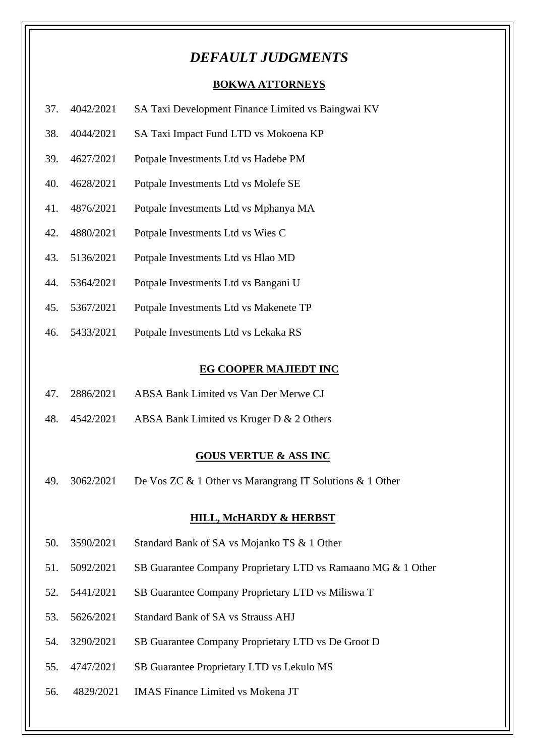# *DEFAULT JUDGMENTS*

## BOKWA ATTORNEYS

37. 4042/2021 SA Taxi Development Finance Limited vs Baingwai KV
38. 4044/2021 SA Taxi Impact Fund LTD vs Mokoena KP
39. 4627/2021 Potpale Investments Ltd vs Hadebe PM
40. 4628/2021 Potpale Investments Ltd vs Molefe SE
41. 4876/2021 Potpale Investments Ltd vs Mphanya MA
42. 4880/2021 Potpale Investments Ltd vs Wies C
43. 5136/2021 Potpale Investments Ltd vs Hlao MD
44. 5364/2021 Potpale Investments Ltd vs Bangani U
45. 5367/2021 Potpale Investments Ltd vs Makenete TP
46. 5433/2021 Potpale Investments Ltd vs Lekaka RS

## EG COOPER MAJIEDT INC

47. 2886/2021 ABSA Bank Limited vs Van Der Merwe CJ
48. 4542/2021 ABSA Bank Limited vs Kruger D & 2 Others

## GOUS VERTUE & ASS INC

49. 3062/2021 De Vos ZC & 1 Other vs Marangrang IT Solutions & 1 Other

## HILL, McHARDY & HERBST

50. 3590/2021 Standard Bank of SA vs Mojanko TS & 1 Other
51. 5092/2021 SB Guarantee Company Proprietary LTD vs Ramaano MG & 1 Other
52. 5441/2021 SB Guarantee Company Proprietary LTD vs Miliswa T
53. 5626/2021 Standard Bank of SA vs Strauss AHJ
54. 3290/2021 SB Guarantee Company Proprietary LTD vs De Groot D
55. 4747/2021 SB Guarantee Proprietary LTD vs Lekulo MS
56. 4829/2021 IMAS Finance Limited vs Mokena JT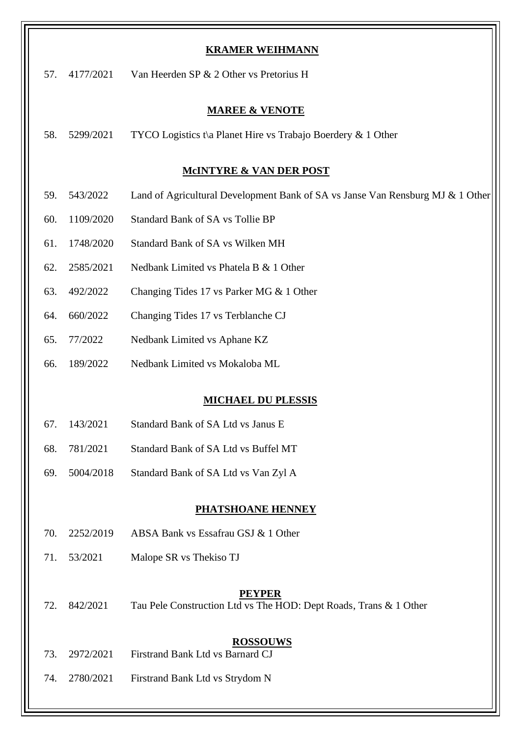**KRAMER WEIHMANN**

57. 4177/2021 Van Heerden SP & 2 Other vs Pretorius H

**MAREE & VENOTE**

58. 5299/2021 TYCO Logistics t\a Planet Hire vs Trabajo Boerdery & 1 Other

**McINTYRE & VAN DER POST**

59. 543/2022 Land of Agricultural Development Bank of SA vs Janse Van Rensburg MJ & 1 Other
60. 1109/2020 Standard Bank of SA vs Tollie BP
61. 1748/2020 Standard Bank of SA vs Wilken MH
62. 2585/2021 Nedbank Limited vs Phatela B & 1 Other
63. 492/2022 Changing Tides 17 vs Parker MG & 1 Other
64. 660/2022 Changing Tides 17 vs Terblanche CJ
65. 77/2022 Nedbank Limited vs Aphane KZ
66. 189/2022 Nedbank Limited vs Mokaloba ML

**MICHAEL DU PLESSIS**

67. 143/2021 Standard Bank of SA Ltd vs Janus E
68. 781/2021 Standard Bank of SA Ltd vs Buffel MT
69. 5004/2018 Standard Bank of SA Ltd vs Van Zyl A

**PHATSHOANE HENNEY**

70. 2252/2019 ABSA Bank vs Essafrau GSJ & 1 Other
71. 53/2021 Malope SR vs Thekiso TJ

**PEYPER**

72. 842/2021 Tau Pele Construction Ltd vs The HOD: Dept Roads, Trans & 1 Other

**ROSSOUWS**

73. 2972/2021 Firstrand Bank Ltd vs Barnard CJ
74. 2780/2021 Firstrand Bank Ltd vs Strydom N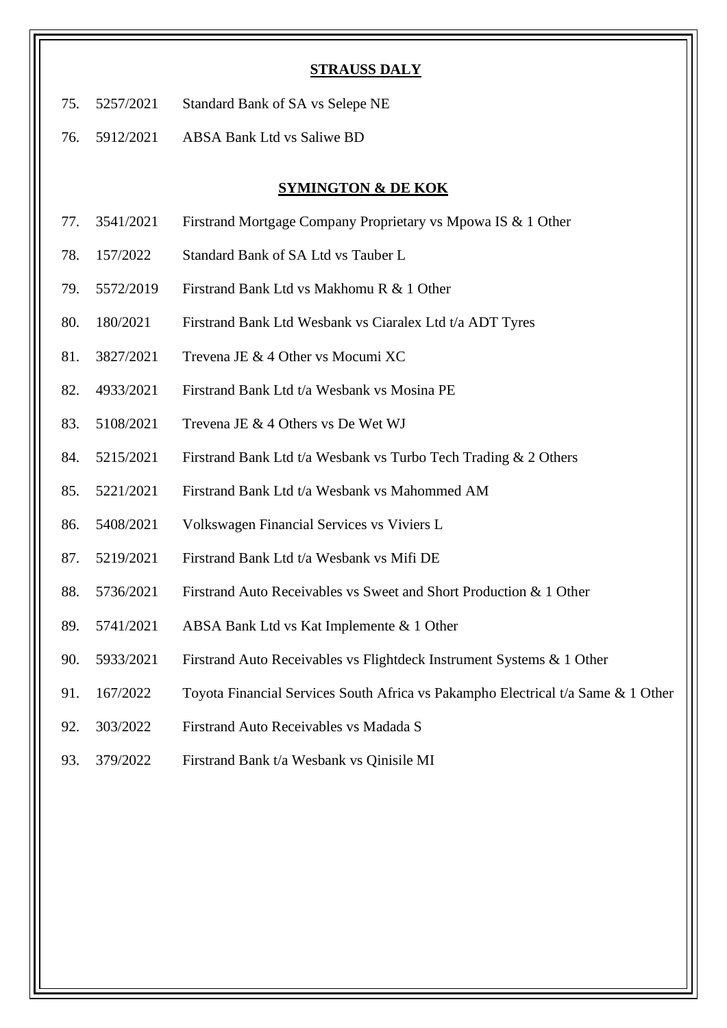**STRAUSS DALY**

| | | |
|---|---|---|
| 75. | 5257/2021 | Standard Bank of SA vs Selepe NE |
| 76. | 5912/2021 | ABSA Bank Ltd vs Saliwe BD |

**SYMINGTON & DE KOK**

| | | |
|---|---|---|
| 77. | 3541/2021 | Firstrand Mortgage Company Proprietary vs Mpowa IS & 1 Other |
| 78. | 157/2022 | Standard Bank of SA Ltd vs Tauber L |
| 79. | 5572/2019 | Firstrand Bank Ltd vs Makhomu R & 1 Other |
| 80. | 180/2021 | Firstrand Bank Ltd Wesbank vs Ciaralex Ltd t/a ADT Tyres |
| 81. | 3827/2021 | Trevena JE & 4 Other vs Mocumi XC |
| 82. | 4933/2021 | Firstrand Bank Ltd t/a Wesbank vs Mosina PE |
| 83. | 5108/2021 | Trevena JE & 4 Others vs De Wet WJ |
| 84. | 5215/2021 | Firstrand Bank Ltd t/a Wesbank vs Turbo Tech Trading & 2 Others |
| 85. | 5221/2021 | Firstrand Bank Ltd t/a Wesbank vs Mahommed AM |
| 86. | 5408/2021 | Volkswagen Financial Services vs Viviers L |
| 87. | 5219/2021 | Firstrand Bank Ltd t/a Wesbank vs Mifi DE |
| 88. | 5736/2021 | Firstrand Auto Receivables vs Sweet and Short Production & 1 Other |
| 89. | 5741/2021 | ABSA Bank Ltd vs Kat Implemente & 1 Other |
| 90. | 5933/2021 | Firstrand Auto Receivables vs Flightdeck Instrument Systems & 1 Other |
| 91. | 167/2022 | Toyota Financial Services South Africa vs Pakampho Electrical t/a Same & 1 Other |
| 92. | 303/2022 | Firstrand Auto Receivables vs Madada S |
| 93. | 379/2022 | Firstrand Bank t/a Wesbank vs Qinisile MI |